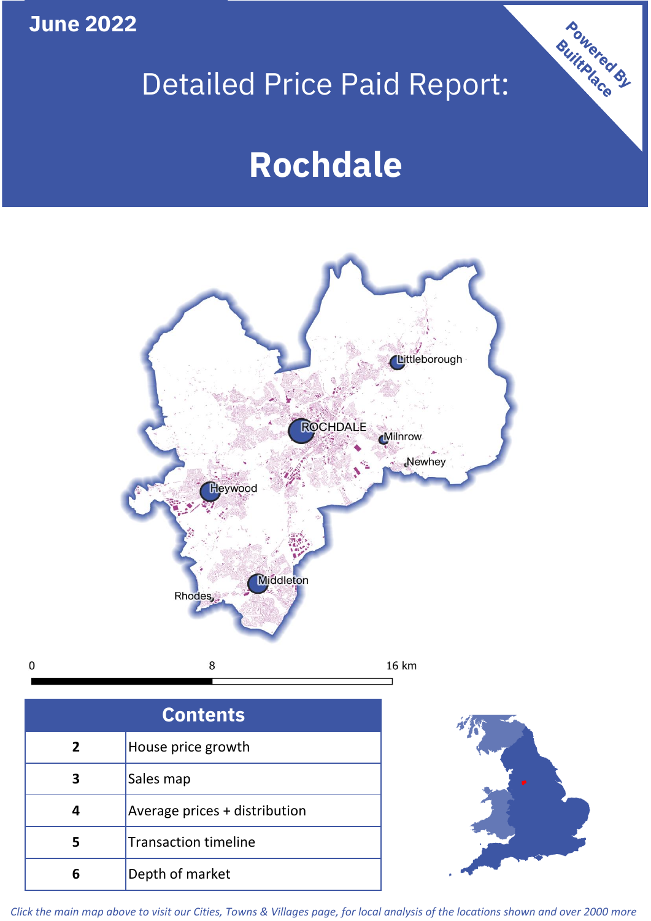June 2022

# Detailed Price Paid Report:

# Rochdale

Powered By BuiltPlace

Littleborough

ROCHDALE

Milnrow

Newhey

Heywood

Middleton

Rhodes

0 8 16 km

| Contents | |
|---|---|
| 2 | House price growth |
| 3 | Sales map |
| 4 | Average prices + distribution |
| 5 | Transaction timeline |
| 6 | Depth of market |

*Click the main map above to visit our Cities, Towns & Villages page, for local analysis of the locations shown and over 2000 more*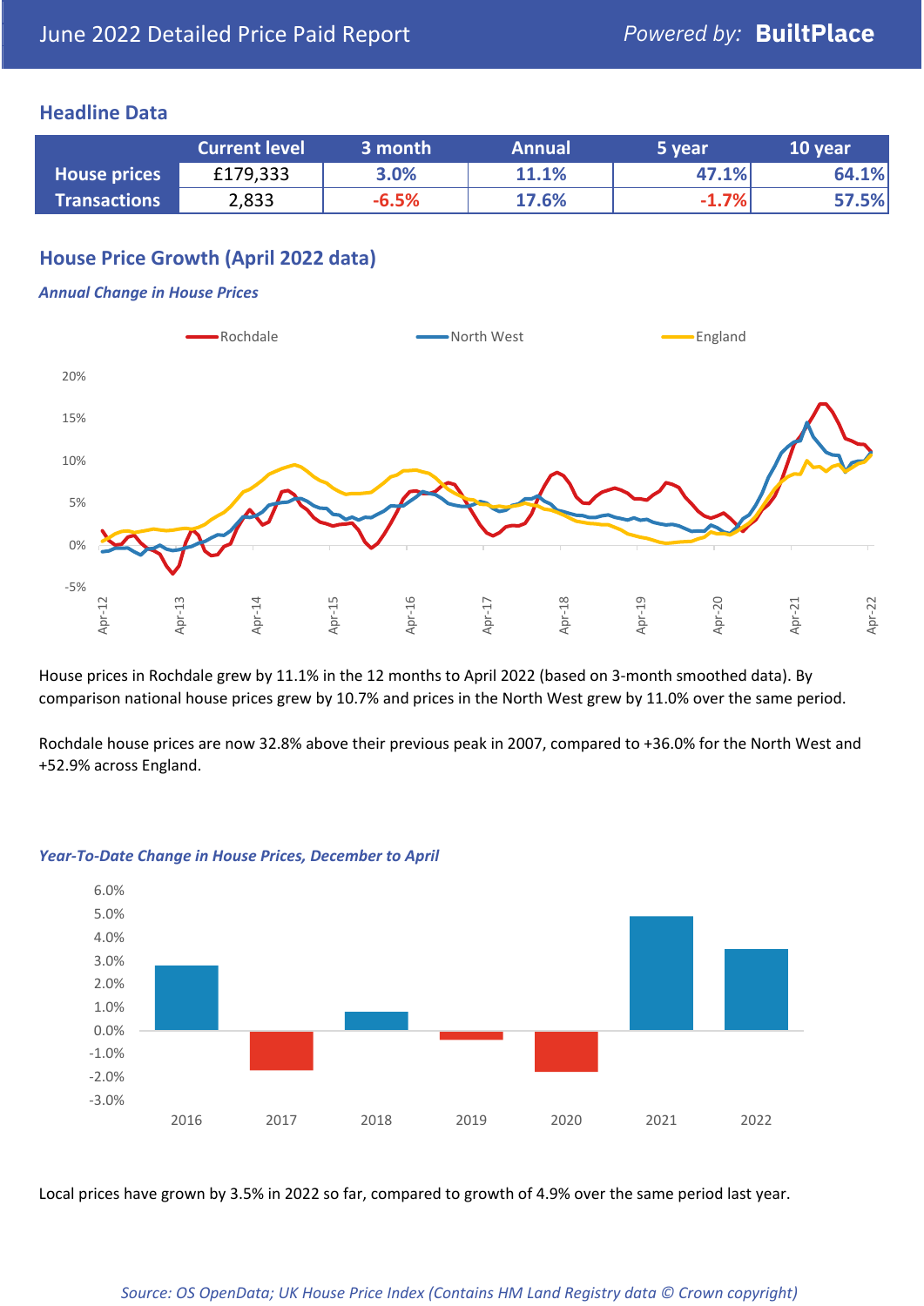# June 2022 Detailed Price Paid Report

Powered by: **BuiltPlace**

## Headline Data

| | Current level | 3 month | Annual | 5 year | 10 year |
|---|---|---|---|---|---|
| **House prices** | £179,333 | 3.0% | 11.1% | 47.1% | 64.1% |
| **Transactions** | 2,833 | -6.5% | 17.6% | -1.7% | 57.5% |

## House Price Growth (April 2022 data)

***Annual Change in House Prices***

House prices in Rochdale grew by 11.1% in the 12 months to April 2022 (based on 3-month smoothed data). By comparison national house prices grew by 10.7% and prices in the North West grew by 11.0% over the same period.

Rochdale house prices are now 32.8% above their previous peak in 2007, compared to +36.0% for the North West and +52.9% across England.

***Year-To-Date Change in House Prices, December to April***

Local prices have grown by 3.5% in 2022 so far, compared to growth of 4.9% over the same period last year.

*Source: OS OpenData; UK House Price Index (Contains HM Land Registry data © Crown copyright)*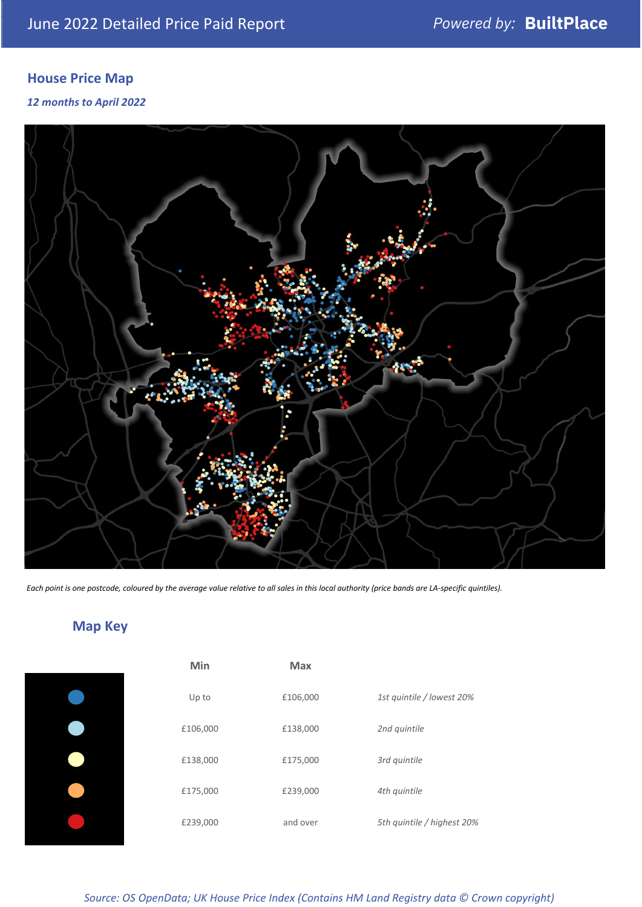## House Price Map

*12 months to April 2022*

*Each point is one postcode, coloured by the average value relative to all sales in this local authority (price bands are LA-specific quintiles).*

## Map Key

| | Min | Max | |
|---|---|---|---|
| ● | Up to | £106,000 | *1st quintile / lowest 20%* |
| ● | £106,000 | £138,000 | *2nd quintile* |
| ● | £138,000 | £175,000 | *3rd quintile* |
| ● | £175,000 | £239,000 | *4th quintile* |
| ● | £239,000 | and over | *5th quintile / highest 20%* |

*Source: OS OpenData; UK House Price Index (Contains HM Land Registry data © Crown copyright)*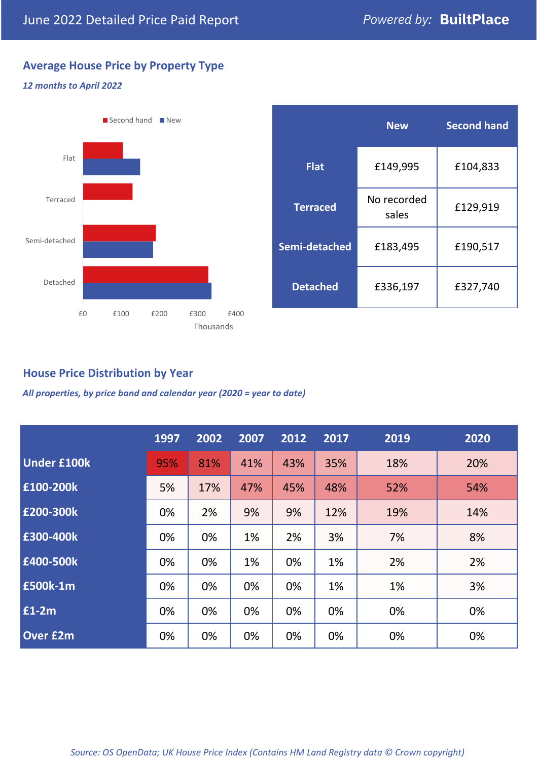June 2022 Detailed Price Paid Report

*Powered by:* **BuiltPlace**

## Average House Price by Property Type

*12 months to April 2022*

Second hand / New

Flat, Terraced, Semi-detached, Detached

£0 £100 £200 £300 £400

Thousands

| | New | Second hand |
|---|---|---|
| **Flat** | £149,995 | £104,833 |
| **Terraced** | No recorded sales | £129,919 |
| **Semi-detached** | £183,495 | £190,517 |
| **Detached** | £336,197 | £327,740 |

## House Price Distribution by Year

*All properties, by price band and calendar year (2020 = year to date)*

| | 1997 | 2002 | 2007 | 2012 | 2017 | 2019 | 2020 |
|---|---|---|---|---|---|---|---|
| **Under £100k** | 95% | 81% | 41% | 43% | 35% | 18% | 20% |
| **£100-200k** | 5% | 17% | 47% | 45% | 48% | 52% | 54% |
| **£200-300k** | 0% | 2% | 9% | 9% | 12% | 19% | 14% |
| **£300-400k** | 0% | 0% | 1% | 2% | 3% | 7% | 8% |
| **£400-500k** | 0% | 0% | 1% | 0% | 1% | 2% | 2% |
| **£500k-1m** | 0% | 0% | 0% | 0% | 1% | 1% | 3% |
| **£1-2m** | 0% | 0% | 0% | 0% | 0% | 0% | 0% |
| **Over £2m** | 0% | 0% | 0% | 0% | 0% | 0% | 0% |

*Source: OS OpenData; UK House Price Index (Contains HM Land Registry data © Crown copyright)*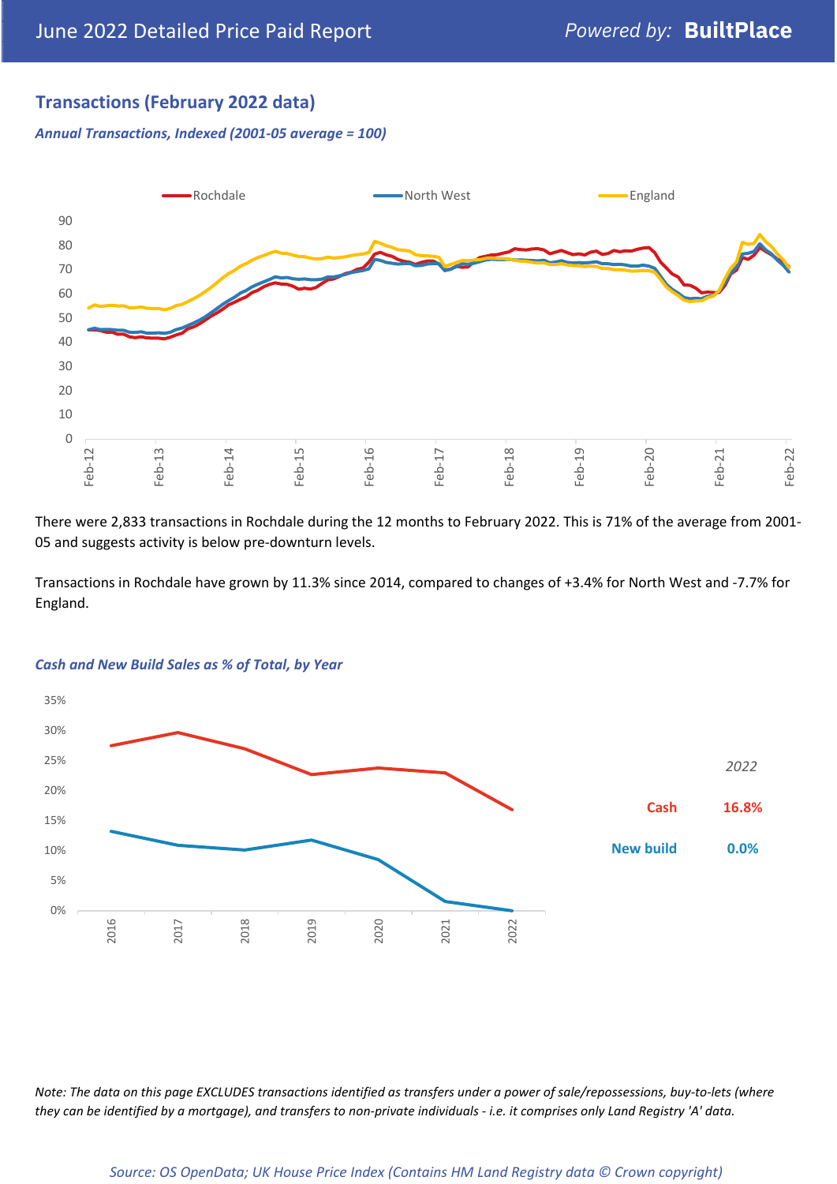## Transactions (February 2022 data)

*Annual Transactions, Indexed (2001-05 average = 100)*

There were 2,833 transactions in Rochdale during the 12 months to February 2022. This is 71% of the average from 2001-05 and suggests activity is below pre-downturn levels.

Transactions in Rochdale have grown by 11.3% since 2014, compared to changes of +3.4% for North West and -7.7% for England.

*Cash and New Build Sales as % of Total, by Year*

| | 2022 |
|---|---|
| Cash | 16.8% |
| New build | 0.0% |

*Note: The data on this page EXCLUDES transactions identified as transfers under a power of sale/repossessions, buy-to-lets (where they can be identified by a mortgage), and transfers to non-private individuals - i.e. it comprises only Land Registry 'A' data.*

*Source: OS OpenData; UK House Price Index (Contains HM Land Registry data © Crown copyright)*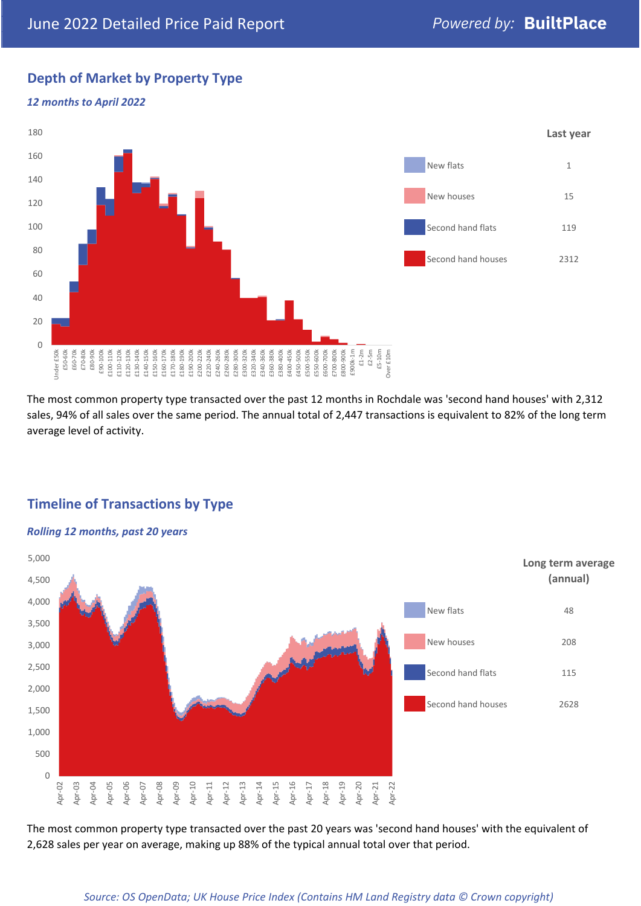June 2022 Detailed Price Paid Report

Powered by: **BuiltPlace**

## Depth of Market by Property Type

*12 months to April 2022*

0
20
40
60
80
100
120
140
160
180

Under £50k
£50-60k
£60-70k
£70-80k
£80-90k
£90-100k
£100-110k
£110-120k
£120-130k
£130-140k
£140-150k
£150-160k
£160-170k
£170-180k
£180-190k
£190-200k
£200-220k
£220-240k
£240-260k
£260-280k
£280-300k
£300-320k
£320-340k
£340-360k
£360-380k
£380-400k
£400-450k
£450-500k
£500-550k
£550-600k
£600-700k
£700-800k
£800-900k
£900k-1m
£1-2m
£2-5m
£5-10m
Over £10m

Last year

New flats 1

New houses 15

Second hand flats 119

Second hand houses 2312

The most common property type transacted over the past 12 months in Rochdale was 'second hand houses' with 2,312 sales, 94% of all sales over the same period. The annual total of 2,447 transactions is equivalent to 82% of the long term average level of activity.

## Timeline of Transactions by Type

*Rolling 12 months, past 20 years*

0
500
1,000
1,500
2,000
2,500
3,000
3,500
4,000
4,500
5,000

Apr-02
Apr-03
Apr-04
Apr-05
Apr-06
Apr-07
Apr-08
Apr-09
Apr-10
Apr-11
Apr-12
Apr-13
Apr-14
Apr-15
Apr-16
Apr-17
Apr-18
Apr-19
Apr-20
Apr-21
Apr-22

Long term average (annual)

New flats 48

New houses 208

Second hand flats 115

Second hand houses 2628

The most common property type transacted over the past 20 years was 'second hand houses' with the equivalent of 2,628 sales per year on average, making up 88% of the typical annual total over that period.

*Source: OS OpenData; UK House Price Index (Contains HM Land Registry data © Crown copyright)*